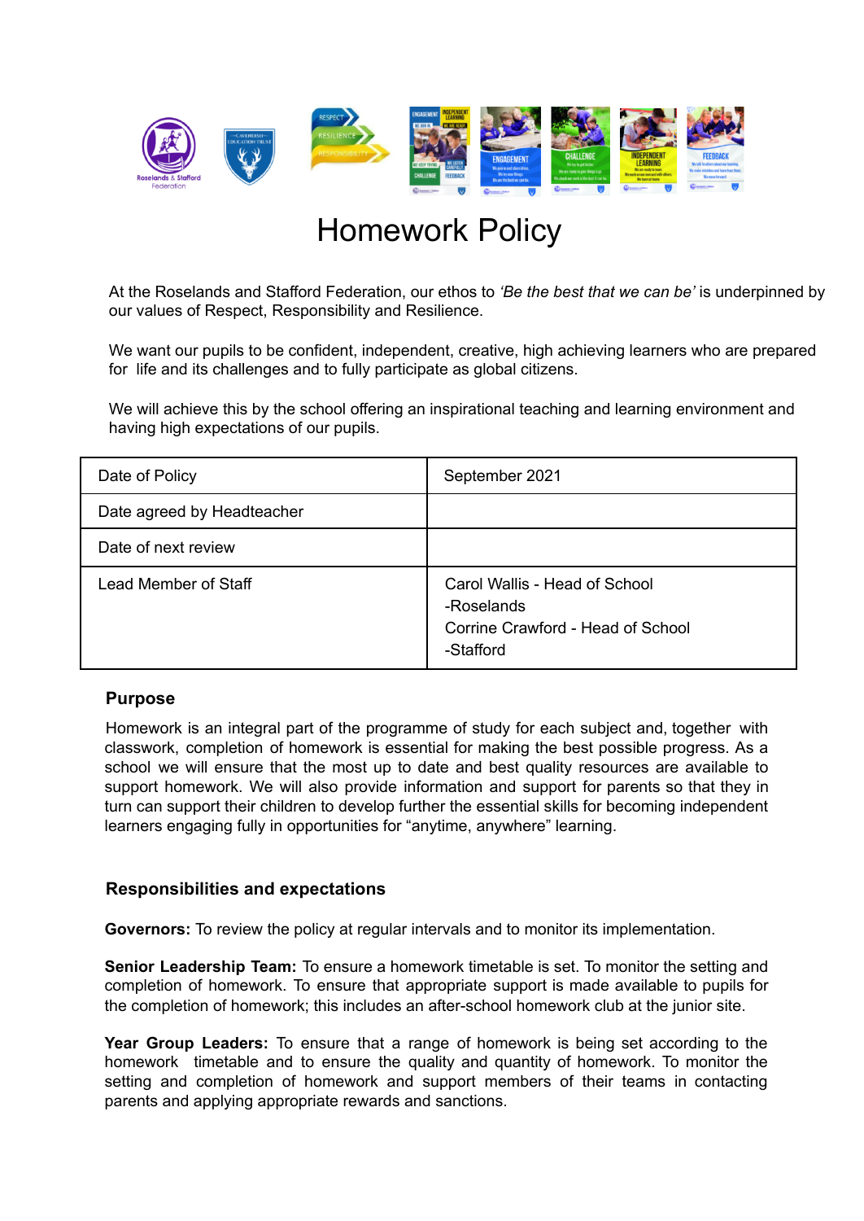# Homework Policy

At the Roselands and Stafford Federation, our ethos to *'Be the best that we can be'* is underpinned by our values of Respect, Responsibility and Resilience.

We want our pupils to be confident, independent, creative, high achieving learners who are prepared for life and its challenges and to fully participate as global citizens.

We will achieve this by the school offering an inspirational teaching and learning environment and having high expectations of our pupils.

| Date of Policy | September 2021 |
|---|---|
| Date agreed by Headteacher | |
| Date of next review | |
| Lead Member of Staff | Carol Wallis - Head of School -Roselands<br>Corrine Crawford - Head of School -Stafford |

## Purpose

Homework is an integral part of the programme of study for each subject and, together with classwork, completion of homework is essential for making the best possible progress. As a school we will ensure that the most up to date and best quality resources are available to support homework. We will also provide information and support for parents so that they in turn can support their children to develop further the essential skills for becoming independent learners engaging fully in opportunities for "anytime, anywhere" learning.

## Responsibilities and expectations

**Governors:** To review the policy at regular intervals and to monitor its implementation.

**Senior Leadership Team:** To ensure a homework timetable is set. To monitor the setting and completion of homework. To ensure that appropriate support is made available to pupils for the completion of homework; this includes an after-school homework club at the junior site.

**Year Group Leaders:** To ensure that a range of homework is being set according to the homework timetable and to ensure the quality and quantity of homework. To monitor the setting and completion of homework and support members of their teams in contacting parents and applying appropriate rewards and sanctions.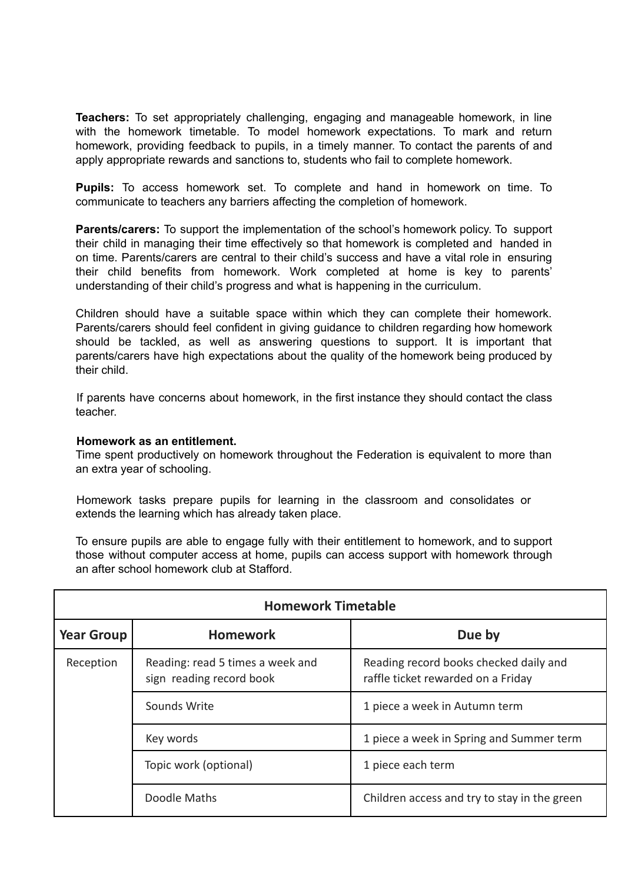**Teachers:** To set appropriately challenging, engaging and manageable homework, in line with the homework timetable. To model homework expectations. To mark and return homework, providing feedback to pupils, in a timely manner. To contact the parents of and apply appropriate rewards and sanctions to, students who fail to complete homework.

**Pupils:** To access homework set. To complete and hand in homework on time. To communicate to teachers any barriers affecting the completion of homework.

**Parents/carers:** To support the implementation of the school's homework policy. To support their child in managing their time effectively so that homework is completed and handed in on time. Parents/carers are central to their child's success and have a vital role in ensuring their child benefits from homework. Work completed at home is key to parents' understanding of their child's progress and what is happening in the curriculum.

Children should have a suitable space within which they can complete their homework. Parents/carers should feel confident in giving guidance to children regarding how homework should be tackled, as well as answering questions to support. It is important that parents/carers have high expectations about the quality of the homework being produced by their child.

If parents have concerns about homework, in the first instance they should contact the class teacher.

**Homework as an entitlement.**

Time spent productively on homework throughout the Federation is equivalent to more than an extra year of schooling.

Homework tasks prepare pupils for learning in the classroom and consolidates or extends the learning which has already taken place.

To ensure pupils are able to engage fully with their entitlement to homework, and to support those without computer access at home, pupils can access support with homework through an after school homework club at Stafford.

| Homework Timetable | | |
|---|---|---|
| **Year Group** | **Homework** | **Due by** |
| Reception | Reading: read 5 times a week and sign reading record book | Reading record books checked daily and raffle ticket rewarded on a Friday |
| | Sounds Write | 1 piece a week in Autumn term |
| | Key words | 1 piece a week in Spring and Summer term |
| | Topic work (optional) | 1 piece each term |
| | Doodle Maths | Children access and try to stay in the green |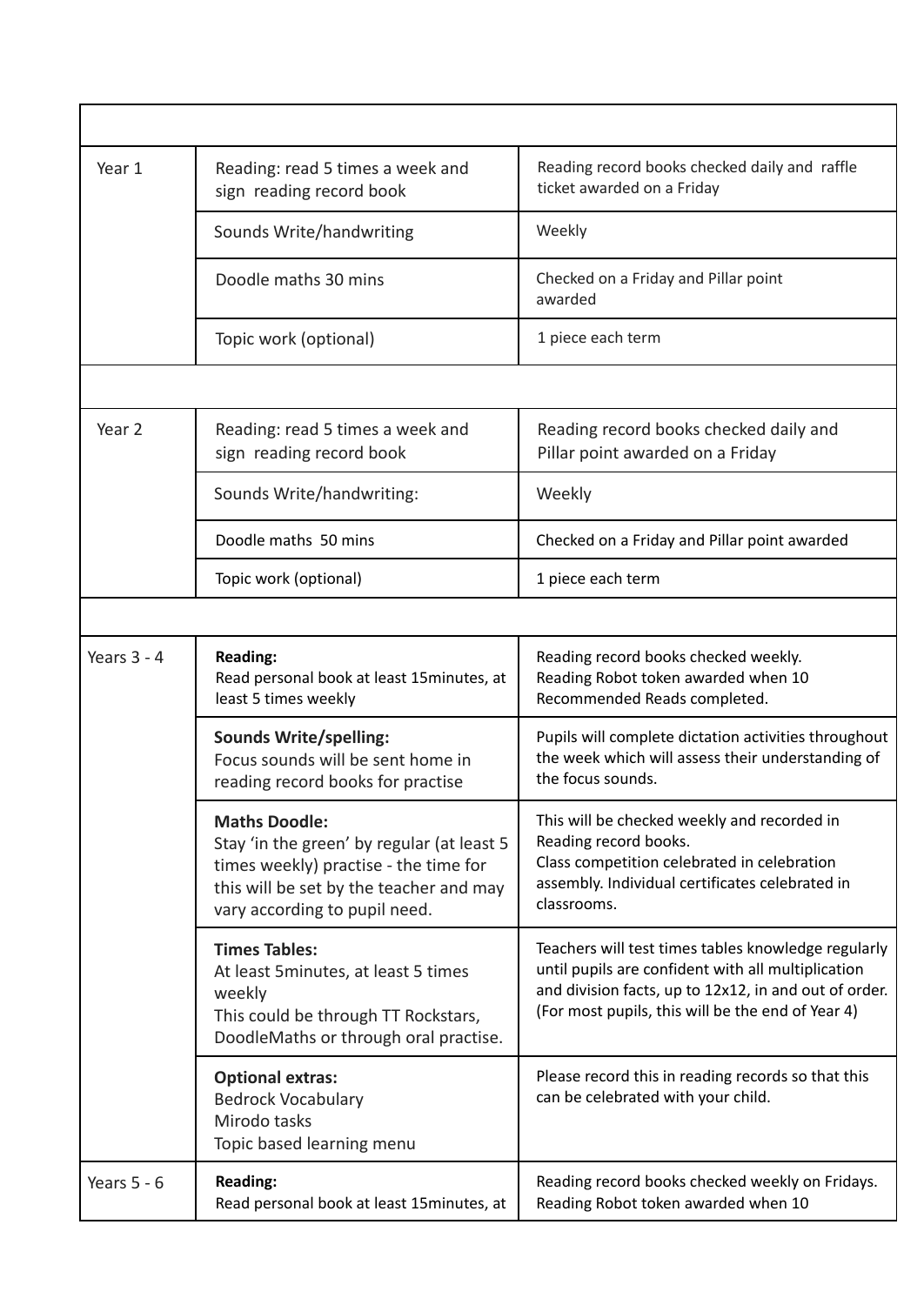| | | |
|---|---|---|
| Year 1 | Reading: read 5 times a week and sign reading record book | Reading record books checked daily and raffle ticket awarded on a Friday |
| | Sounds Write/handwriting | Weekly |
| | Doodle maths 30 mins | Checked on a Friday and Pillar point awarded |
| | Topic work (optional) | 1 piece each term |
| | | |
| Year 2 | Reading: read 5 times a week and sign reading record book | Reading record books checked daily and Pillar point awarded on a Friday |
| | Sounds Write/handwriting: | Weekly |
| | Doodle maths 50 mins | Checked on a Friday and Pillar point awarded |
| | Topic work (optional) | 1 piece each term |
| | | |
| Years 3 - 4 | **Reading:** Read personal book at least 15minutes, at least 5 times weekly | Reading record books checked weekly. Reading Robot token awarded when 10 Recommended Reads completed. |
| | **Sounds Write/spelling:** Focus sounds will be sent home in reading record books for practise | Pupils will complete dictation activities throughout the week which will assess their understanding of the focus sounds. |
| | **Maths Doodle:** Stay 'in the green' by regular (at least 5 times weekly) practise - the time for this will be set by the teacher and may vary according to pupil need. | This will be checked weekly and recorded in Reading record books. Class competition celebrated in celebration assembly. Individual certificates celebrated in classrooms. |
| | **Times Tables:** At least 5minutes, at least 5 times weekly This could be through TT Rockstars, DoodleMaths or through oral practise. | Teachers will test times tables knowledge regularly until pupils are confident with all multiplication and division facts, up to 12x12, in and out of order. (For most pupils, this will be the end of Year 4) |
| | **Optional extras:** Bedrock Vocabulary Mirodo tasks Topic based learning menu | Please record this in reading records so that this can be celebrated with your child. |
| Years 5 - 6 | **Reading:** Read personal book at least 15minutes, at | Reading record books checked weekly on Fridays. Reading Robot token awarded when 10 |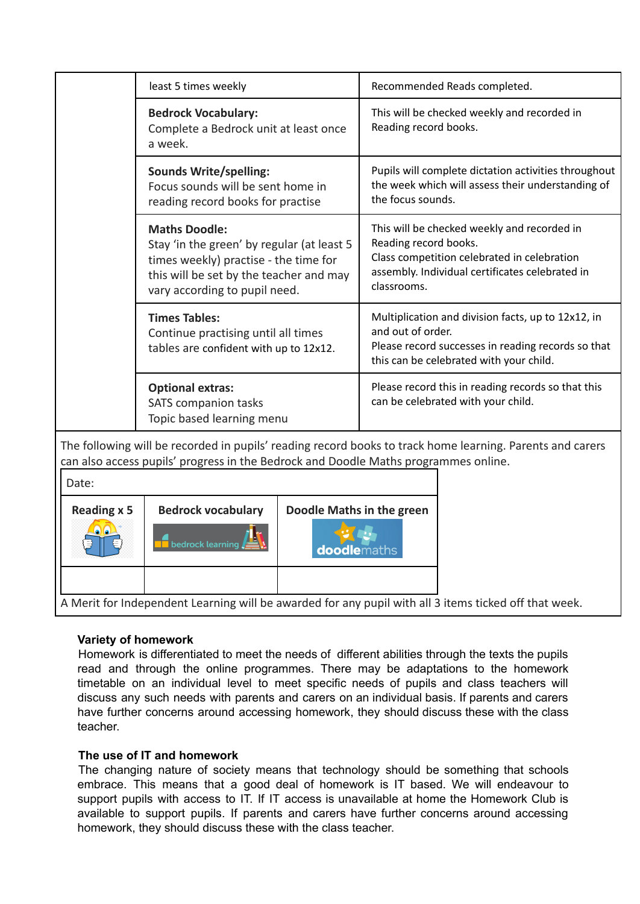| | | |
|---|---|---|
| | least 5 times weekly | Recommended Reads completed. |
| | **Bedrock Vocabulary:**<br>Complete a Bedrock unit at least once a week. | This will be checked weekly and recorded in Reading record books. |
| | **Sounds Write/spelling:**<br>Focus sounds will be sent home in reading record books for practise | Pupils will complete dictation activities throughout the week which will assess their understanding of the focus sounds. |
| | **Maths Doodle:**<br>Stay 'in the green' by regular (at least 5 times weekly) practise - the time for this will be set by the teacher and may vary according to pupil need. | This will be checked weekly and recorded in Reading record books.<br>Class competition celebrated in celebration assembly. Individual certificates celebrated in classrooms. |
| | **Times Tables:**<br>Continue practising until all times tables are confident with up to 12x12. | Multiplication and division facts, up to 12x12, in and out of order.<br>Please record successes in reading records so that this can be celebrated with your child. |
| | **Optional extras:**<br>SATS companion tasks<br>Topic based learning menu | Please record this in reading records so that this can be celebrated with your child. |

The following will be recorded in pupils' reading record books to track home learning. Parents and carers can also access pupils' progress in the Bedrock and Doodle Maths programmes online.

| Date: | | |
|---|---|---|
| **Reading x 5** | **Bedrock vocabulary** | **Doodle Maths in the green** |
| | | |

A Merit for Independent Learning will be awarded for any pupil with all 3 items ticked off that week.

**Variety of homework**

Homework is differentiated to meet the needs of different abilities through the texts the pupils read and through the online programmes. There may be adaptations to the homework timetable on an individual level to meet specific needs of pupils and class teachers will discuss any such needs with parents and carers on an individual basis. If parents and carers have further concerns around accessing homework, they should discuss these with the class teacher.

**The use of IT and homework**

The changing nature of society means that technology should be something that schools embrace. This means that a good deal of homework is IT based. We will endeavour to support pupils with access to IT. If IT access is unavailable at home the Homework Club is available to support pupils. If parents and carers have further concerns around accessing homework, they should discuss these with the class teacher.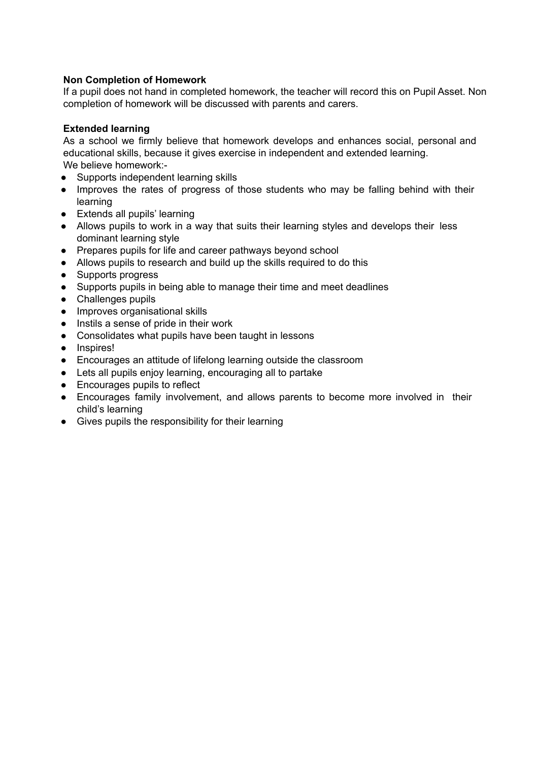**Non Completion of Homework**

If a pupil does not hand in completed homework, the teacher will record this on Pupil Asset. Non completion of homework will be discussed with parents and carers.

**Extended learning**

As a school we firmly believe that homework develops and enhances social, personal and educational skills, because it gives exercise in independent and extended learning.

We believe homework:-

- Supports independent learning skills
- Improves the rates of progress of those students who may be falling behind with their learning
- Extends all pupils' learning
- Allows pupils to work in a way that suits their learning styles and develops their less dominant learning style
- Prepares pupils for life and career pathways beyond school
- Allows pupils to research and build up the skills required to do this
- Supports progress
- Supports pupils in being able to manage their time and meet deadlines
- Challenges pupils
- Improves organisational skills
- Instils a sense of pride in their work
- Consolidates what pupils have been taught in lessons
- Inspires!
- Encourages an attitude of lifelong learning outside the classroom
- Lets all pupils enjoy learning, encouraging all to partake
- Encourages pupils to reflect
- Encourages family involvement, and allows parents to become more involved in their child's learning
- Gives pupils the responsibility for their learning